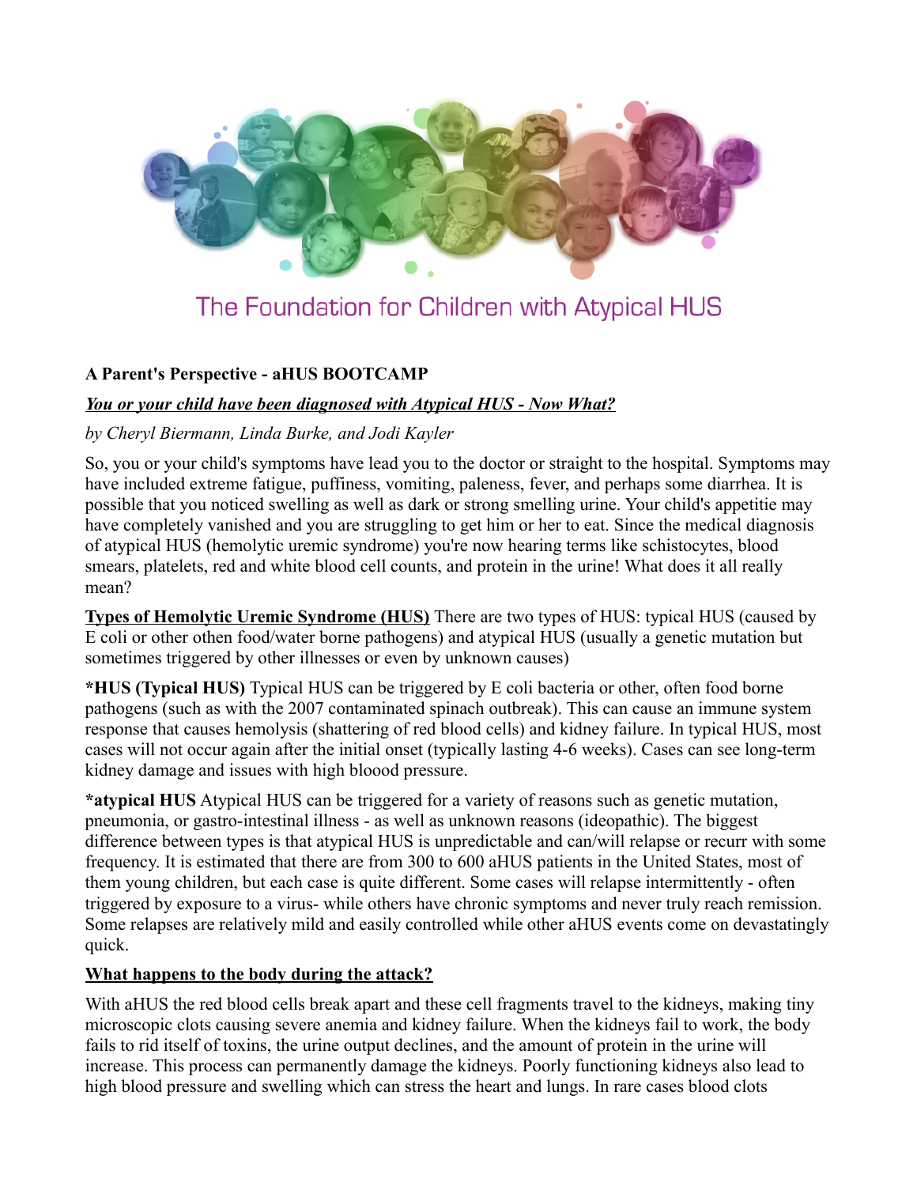The Foundation for Children with Atypical HUS

**A Parent's Perspective - aHUS BOOTCAMP**

***You or your child have been diagnosed with Atypical HUS - Now What?***

*by Cheryl Biermann, Linda Burke, and Jodi Kayler*

So, you or your child's symptoms have lead you to the doctor or straight to the hospital. Symptoms may have included extreme fatigue, puffiness, vomiting, paleness, fever, and perhaps some diarrhea. It is possible that you noticed swelling as well as dark or strong smelling urine. Your child's appetitie may have completely vanished and you are struggling to get him or her to eat. Since the medical diagnosis of atypical HUS (hemolytic uremic syndrome) you're now hearing terms like schistocytes, blood smears, platelets, red and white blood cell counts, and protein in the urine! What does it all really mean?

**Types of Hemolytic Uremic Syndrome (HUS)** There are two types of HUS: typical HUS (caused by E coli or other othen food/water borne pathogens) and atypical HUS (usually a genetic mutation but sometimes triggered by other illnesses or even by unknown causes)

**\*HUS (Typical HUS)** Typical HUS can be triggered by E coli bacteria or other, often food borne pathogens (such as with the 2007 contaminated spinach outbreak). This can cause an immune system response that causes hemolysis (shattering of red blood cells) and kidney failure. In typical HUS, most cases will not occur again after the initial onset (typically lasting 4-6 weeks). Cases can see long-term kidney damage and issues with high bloood pressure.

**\*atypical HUS** Atypical HUS can be triggered for a variety of reasons such as genetic mutation, pneumonia, or gastro-intestinal illness - as well as unknown reasons (ideopathic). The biggest difference between types is that atypical HUS is unpredictable and can/will relapse or recurr with some frequency. It is estimated that there are from 300 to 600 aHUS patients in the United States, most of them young children, but each case is quite different. Some cases will relapse intermittently - often triggered by exposure to a virus- while others have chronic symptoms and never truly reach remission. Some relapses are relatively mild and easily controlled while other aHUS events come on devastatingly quick.

**What happens to the body during the attack?**

With aHUS the red blood cells break apart and these cell fragments travel to the kidneys, making tiny microscopic clots causing severe anemia and kidney failure. When the kidneys fail to work, the body fails to rid itself of toxins, the urine output declines, and the amount of protein in the urine will increase. This process can permanently damage the kidneys. Poorly functioning kidneys also lead to high blood pressure and swelling which can stress the heart and lungs. In rare cases blood clots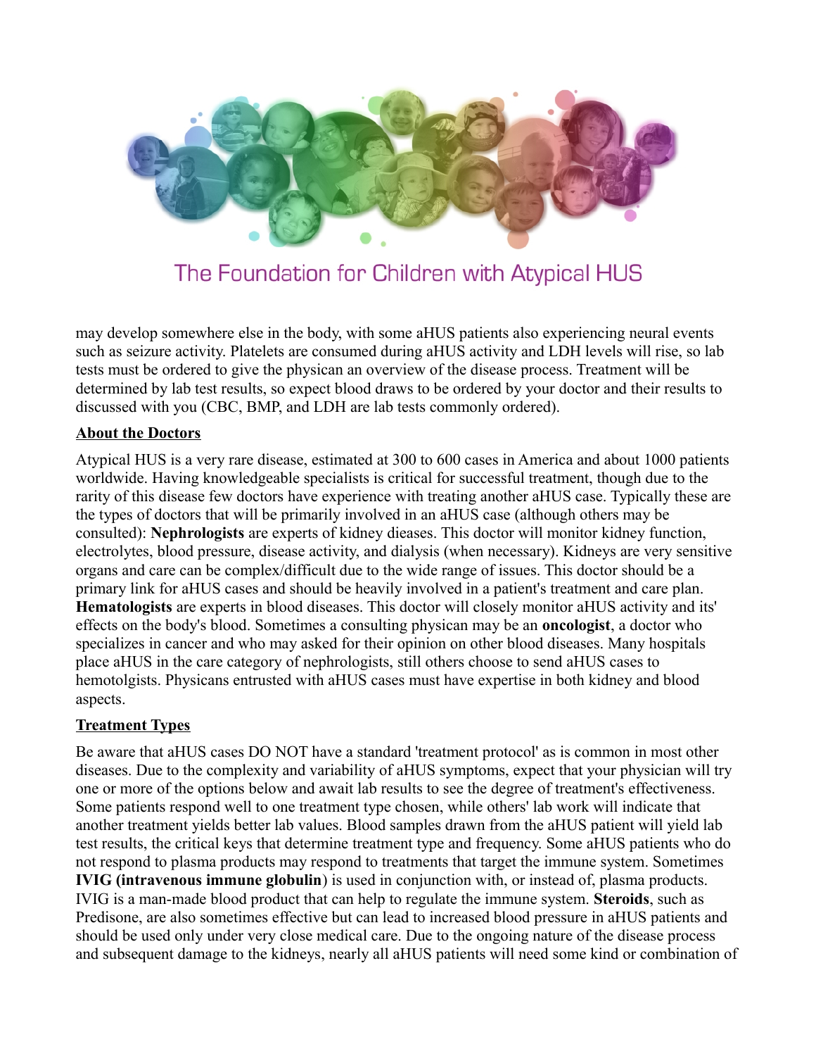may develop somewhere else in the body, with some aHUS patients also experiencing neural events such as seizure activity. Platelets are consumed during aHUS activity and LDH levels will rise, so lab tests must be ordered to give the physican an overview of the disease process. Treatment will be determined by lab test results, so expect blood draws to be ordered by your doctor and their results to discussed with you (CBC, BMP, and LDH are lab tests commonly ordered).

## About the Doctors

Atypical HUS is a very rare disease, estimated at 300 to 600 cases in America and about 1000 patients worldwide. Having knowledgeable specialists is critical for successful treatment, though due to the rarity of this disease few doctors have experience with treating another aHUS case. Typically these are the types of doctors that will be primarily involved in an aHUS case (although others may be consulted): **Nephrologists** are experts of kidney dieases. This doctor will monitor kidney function, electrolytes, blood pressure, disease activity, and dialysis (when necessary). Kidneys are very sensitive organs and care can be complex/difficult due to the wide range of issues. This doctor should be a primary link for aHUS cases and should be heavily involved in a patient's treatment and care plan. **Hematologists** are experts in blood diseases. This doctor will closely monitor aHUS activity and its' effects on the body's blood. Sometimes a consulting physican may be an **oncologist**, a doctor who specializes in cancer and who may asked for their opinion on other blood diseases. Many hospitals place aHUS in the care category of nephrologists, still others choose to send aHUS cases to hemotolgists. Physicans entrusted with aHUS cases must have expertise in both kidney and blood aspects.

## Treatment Types

Be aware that aHUS cases DO NOT have a standard 'treatment protocol' as is common in most other diseases. Due to the complexity and variability of aHUS symptoms, expect that your physician will try one or more of the options below and await lab results to see the degree of treatment's effectiveness. Some patients respond well to one treatment type chosen, while others' lab work will indicate that another treatment yields better lab values. Blood samples drawn from the aHUS patient will yield lab test results, the critical keys that determine treatment type and frequency. Some aHUS patients who do not respond to plasma products may respond to treatments that target the immune system. Sometimes **IVIG (intravenous immune globulin**) is used in conjunction with, or instead of, plasma products. IVIG is a man-made blood product that can help to regulate the immune system. **Steroids**, such as Predisone, are also sometimes effective but can lead to increased blood pressure in aHUS patients and should be used only under very close medical care. Due to the ongoing nature of the disease process and subsequent damage to the kidneys, nearly all aHUS patients will need some kind or combination of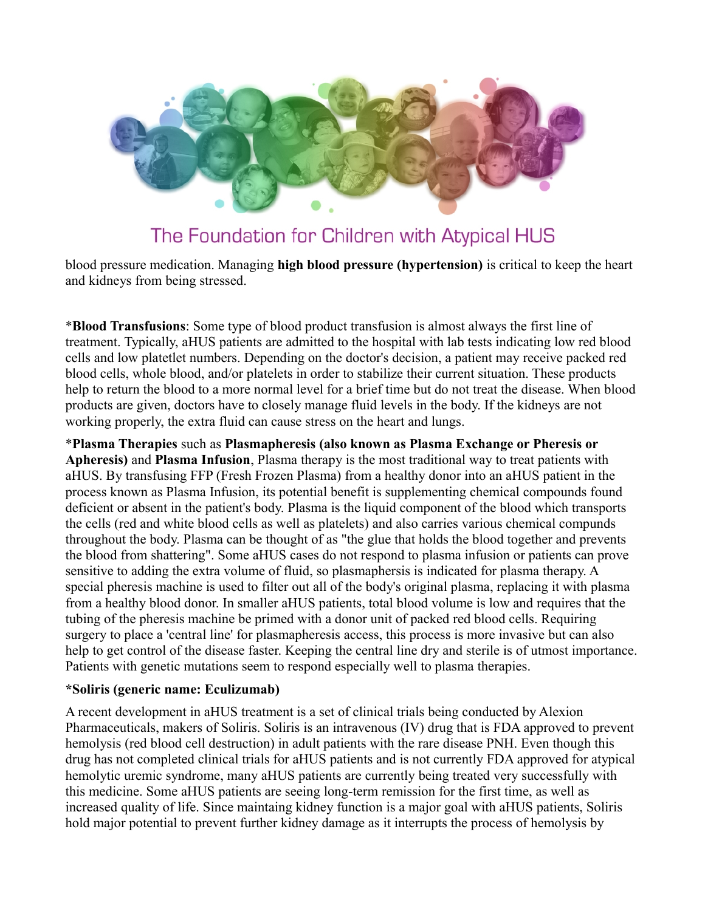blood pressure medication. Managing **high blood pressure (hypertension)** is critical to keep the heart and kidneys from being stressed.

***Blood Transfusions**: Some type of blood product transfusion is almost always the first line of treatment. Typically, aHUS patients are admitted to the hospital with lab tests indicating low red blood cells and low platelet numbers. Depending on the doctor's decision, a patient may receive packed red blood cells, whole blood, and/or platelets in order to stabilize their current situation. These products help to return the blood to a more normal level for a brief time but do not treat the disease. When blood products are given, doctors have to closely manage fluid levels in the body. If the kidneys are not working properly, the extra fluid can cause stress on the heart and lungs.

***Plasma Therapies** such as **Plasmapheresis (also known as Plasma Exchange or Pheresis or Apheresis)** and **Plasma Infusion**, Plasma therapy is the most traditional way to treat patients with aHUS. By transfusing FFP (Fresh Frozen Plasma) from a healthy donor into an aHUS patient in the process known as Plasma Infusion, its potential benefit is supplementing chemical compounds found deficient or absent in the patient's body. Plasma is the liquid component of the blood which transports the cells (red and white blood cells as well as platelets) and also carries various chemical compunds throughout the body. Plasma can be thought of as "the glue that holds the blood together and prevents the blood from shattering". Some aHUS cases do not respond to plasma infusion or patients can prove sensitive to adding the extra volume of fluid, so plasmaphersis is indicated for plasma therapy. A special pheresis machine is used to filter out all of the body's original plasma, replacing it with plasma from a healthy blood donor. In smaller aHUS patients, total blood volume is low and requires that the tubing of the pheresis machine be primed with a donor unit of packed red blood cells. Requiring surgery to place a 'central line' for plasmapheresis access, this process is more invasive but can also help to get control of the disease faster. Keeping the central line dry and sterile is of utmost importance. Patients with genetic mutations seem to respond especially well to plasma therapies.

***Soliris (generic name: Eculizumab)**

A recent development in aHUS treatment is a set of clinical trials being conducted by Alexion Pharmaceuticals, makers of Soliris. Soliris is an intravenous (IV) drug that is FDA approved to prevent hemolysis (red blood cell destruction) in adult patients with the rare disease PNH. Even though this drug has not completed clinical trials for aHUS patients and is not currently FDA approved for atypical hemolytic uremic syndrome, many aHUS patients are currently being treated very successfully with this medicine. Some aHUS patients are seeing long-term remission for the first time, as well as increased quality of life. Since maintaining kidney function is a major goal with aHUS patients, Soliris hold major potential to prevent further kidney damage as it interrupts the process of hemolysis by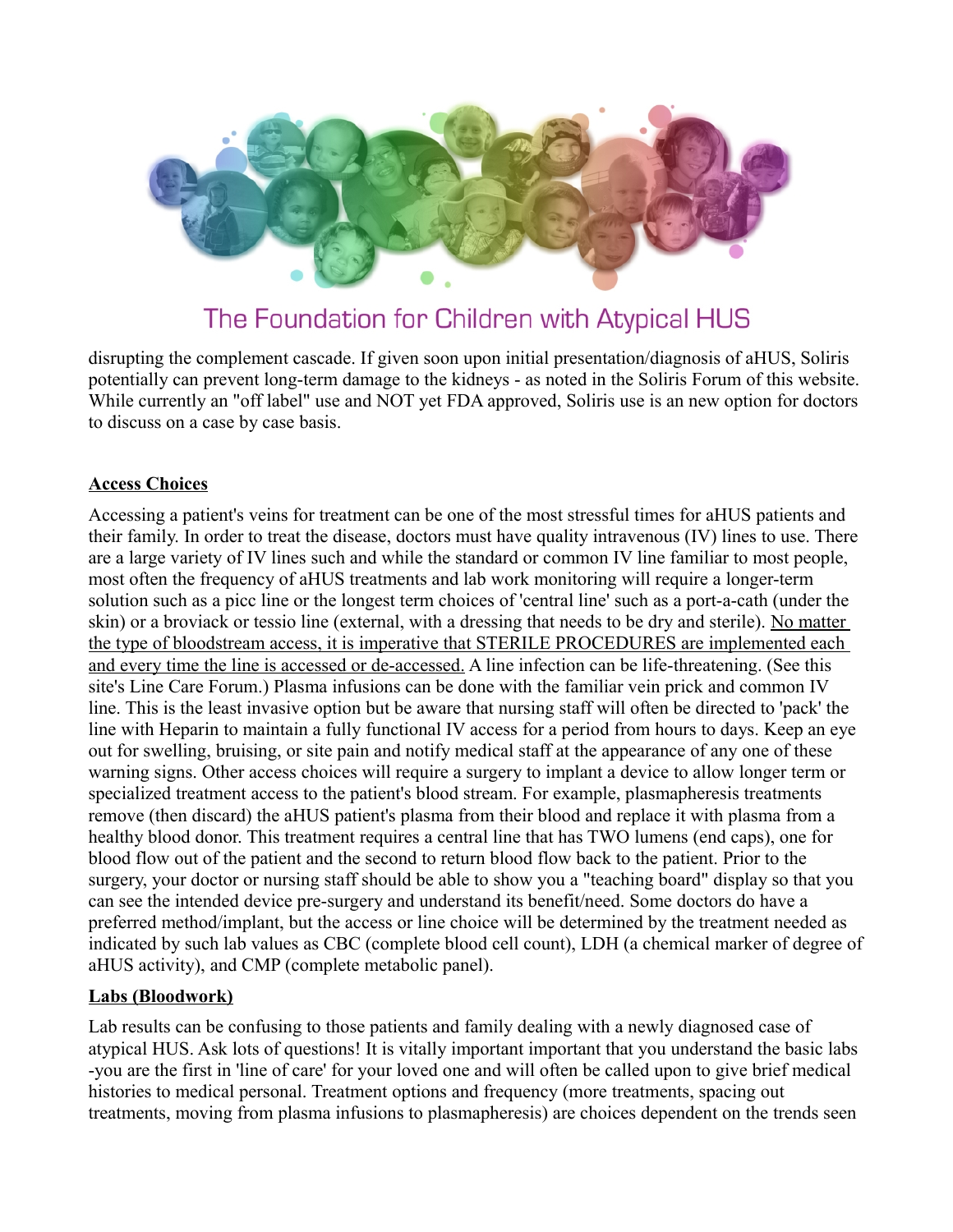disrupting the complement cascade. If given soon upon initial presentation/diagnosis of aHUS, Soliris potentially can prevent long-term damage to the kidneys - as noted in the Soliris Forum of this website. While currently an "off label" use and NOT yet FDA approved, Soliris use is an new option for doctors to discuss on a case by case basis.

## Access Choices

Accessing a patient's veins for treatment can be one of the most stressful times for aHUS patients and their family. In order to treat the disease, doctors must have quality intravenous (IV) lines to use. There are a large variety of IV lines such and while the standard or common IV line familiar to most people, most often the frequency of aHUS treatments and lab work monitoring will require a longer-term solution such as a picc line or the longest term choices of 'central line' such as a port-a-cath (under the skin) or a broviack or tessio line (external, with a dressing that needs to be dry and sterile). No matter the type of bloodstream access, it is imperative that STERILE PROCEDURES are implemented each and every time the line is accessed or de-accessed. A line infection can be life-threatening. (See this site's Line Care Forum.) Plasma infusions can be done with the familiar vein prick and common IV line. This is the least invasive option but be aware that nursing staff will often be directed to 'pack' the line with Heparin to maintain a fully functional IV access for a period from hours to days. Keep an eye out for swelling, bruising, or site pain and notify medical staff at the appearance of any one of these warning signs. Other access choices will require a surgery to implant a device to allow longer term or specialized treatment access to the patient's blood stream. For example, plasmapheresis treatments remove (then discard) the aHUS patient's plasma from their blood and replace it with plasma from a healthy blood donor. This treatment requires a central line that has TWO lumens (end caps), one for blood flow out of the patient and the second to return blood flow back to the patient. Prior to the surgery, your doctor or nursing staff should be able to show you a "teaching board" display so that you can see the intended device pre-surgery and understand its benefit/need. Some doctors do have a preferred method/implant, but the access or line choice will be determined by the treatment needed as indicated by such lab values as CBC (complete blood cell count), LDH (a chemical marker of degree of aHUS activity), and CMP (complete metabolic panel).

## Labs (Bloodwork)

Lab results can be confusing to those patients and family dealing with a newly diagnosed case of atypical HUS. Ask lots of questions! It is vitally important important that you understand the basic labs -you are the first in 'line of care' for your loved one and will often be called upon to give brief medical histories to medical personal. Treatment options and frequency (more treatments, spacing out treatments, moving from plasma infusions to plasmapheresis) are choices dependent on the trends seen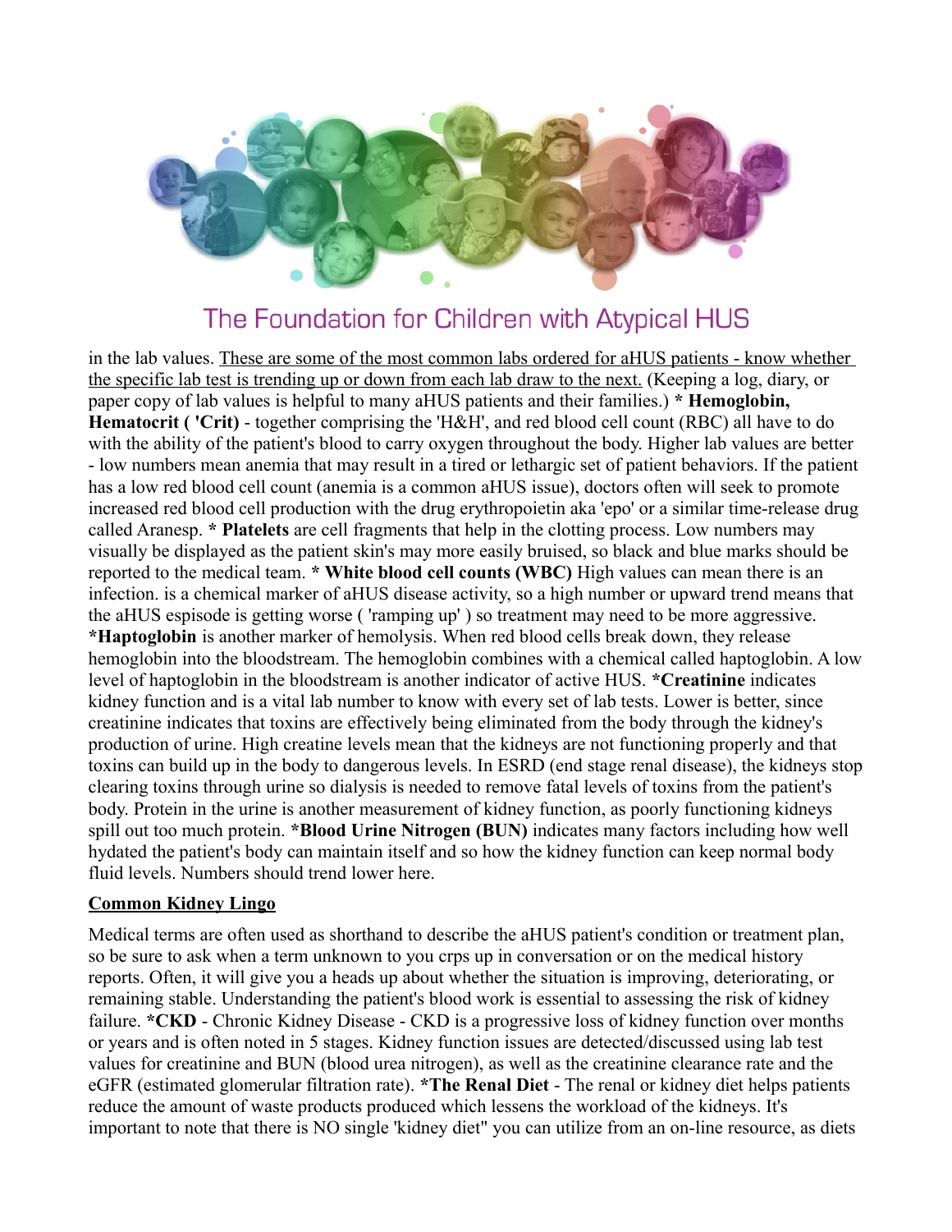in the lab values. <u>These are some of the most common labs ordered for aHUS patients - know whether the specific lab test is trending up or down from each lab draw to the next.</u> (Keeping a log, diary, or paper copy of lab values is helpful to many aHUS patients and their families.) * **Hemoglobin, Hematocrit ( 'Crit)** - together comprising the 'H&H', and red blood cell count (RBC) all have to do with the ability of the patient's blood to carry oxygen throughout the body. Higher lab values are better - low numbers mean anemia that may result in a tired or lethargic set of patient behaviors. If the patient has a low red blood cell count (anemia is a common aHUS issue), doctors often will seek to promote increased red blood cell production with the drug erythropoietin aka 'epo' or a similar time-release drug called Aranesp. * **Platelets** are cell fragments that help in the clotting process. Low numbers may visually be displayed as the patient skin's may more easily bruised, so black and blue marks should be reported to the medical team. * **White blood cell counts (WBC)** High values can mean there is an infection. is a chemical marker of aHUS disease activity, so a high number or upward trend means that the aHUS espisode is getting worse ( 'ramping up' ) so treatment may need to be more aggressive. ***Haptoglobin** is another marker of hemolysis. When red blood cells break down, they release hemoglobin into the bloodstream. The hemoglobin combines with a chemical called haptoglobin. A low level of haptoglobin in the bloodstream is another indicator of active HUS. ***Creatinine** indicates kidney function and is a vital lab number to know with every set of lab tests. Lower is better, since creatinine indicates that toxins are effectively being eliminated from the body through the kidney's production of urine. High creatine levels mean that the kidneys are not functioning properly and that toxins can build up in the body to dangerous levels. In ESRD (end stage renal disease), the kidneys stop clearing toxins through urine so dialysis is needed to remove fatal levels of toxins from the patient's body. Protein in the urine is another measurement of kidney function, as poorly functioning kidneys spill out too much protein. ***Blood Urine Nitrogen (BUN)** indicates many factors including how well hydated the patient's body can maintain itself and so how the kidney function can keep normal body fluid levels. Numbers should trend lower here.

## Common Kidney Lingo

Medical terms are often used as shorthand to describe the aHUS patient's condition or treatment plan, so be sure to ask when a term unknown to you crps up in conversation or on the medical history reports. Often, it will give you a heads up about whether the situation is improving, deteriorating, or remaining stable. Understanding the patient's blood work is essential to assessing the risk of kidney failure. ***CKD** - Chronic Kidney Disease - CKD is a progressive loss of kidney function over months or years and is often noted in 5 stages. Kidney function issues are detected/discussed using lab test values for creatinine and BUN (blood urea nitrogen), as well as the creatinine clearance rate and the eGFR (estimated glomerular filtration rate). ***The Renal Diet** - The renal or kidney diet helps patients reduce the amount of waste products produced which lessens the workload of the kidneys. It's important to note that there is NO single 'kidney diet" you can utilize from an on-line resource, as diets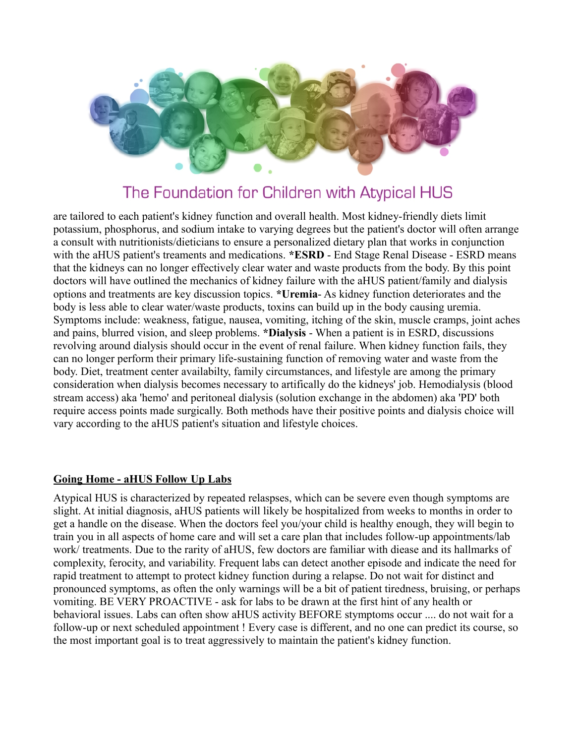are tailored to each patient's kidney function and overall health. Most kidney-friendly diets limit potassium, phosphorus, and sodium intake to varying degrees but the patient's doctor will often arrange a consult with nutritionists/dieticians to ensure a personalized dietary plan that works in conjunction with the aHUS patient's treaments and medications. ***ESRD** - End Stage Renal Disease - ESRD means that the kidneys can no longer effectively clear water and waste products from the body. By this point doctors will have outlined the mechanics of kidney failure with the aHUS patient/family and dialysis options and treatments are key discussion topics. ***Uremia**- As kidney function deteriorates and the body is less able to clear water/waste products, toxins can build up in the body causing uremia. Symptoms include: weakness, fatigue, nausea, vomiting, itching of the skin, muscle cramps, joint aches and pains, blurred vision, and sleep problems. ***Dialysis** - When a patient is in ESRD, discussions revolving around dialysis should occur in the event of renal failure. When kidney function fails, they can no longer perform their primary life-sustaining function of removing water and waste from the body. Diet, treatment center availabilty, family circumstances, and lifestyle are among the primary consideration when dialysis becomes necessary to artifically do the kidneys' job. Hemodialysis (blood stream access) aka 'hemo' and peritoneal dialysis (solution exchange in the abdomen) aka 'PD' both require access points made surgically. Both methods have their positive points and dialysis choice will vary according to the aHUS patient's situation and lifestyle choices.

## Going Home - aHUS Follow Up Labs

Atypical HUS is characterized by repeated relaspses, which can be severe even though symptoms are slight. At initial diagnosis, aHUS patients will likely be hospitalized from weeks to months in order to get a handle on the disease. When the doctors feel you/your child is healthy enough, they will begin to train you in all aspects of home care and will set a care plan that includes follow-up appointments/lab work/ treatments. Due to the rarity of aHUS, few doctors are familiar with diease and its hallmarks of complexity, ferocity, and variability. Frequent labs can detect another episode and indicate the need for rapid treatment to attempt to protect kidney function during a relapse. Do not wait for distinct and pronounced symptoms, as often the only warnings will be a bit of patient tiredness, bruising, or perhaps vomiting. BE VERY PROACTIVE - ask for labs to be drawn at the first hint of any health or behavioral issues. Labs can often show aHUS activity BEFORE stymptoms occur .... do not wait for a follow-up or next scheduled appointment ! Every case is different, and no one can predict its course, so the most important goal is to treat aggressively to maintain the patient's kidney function.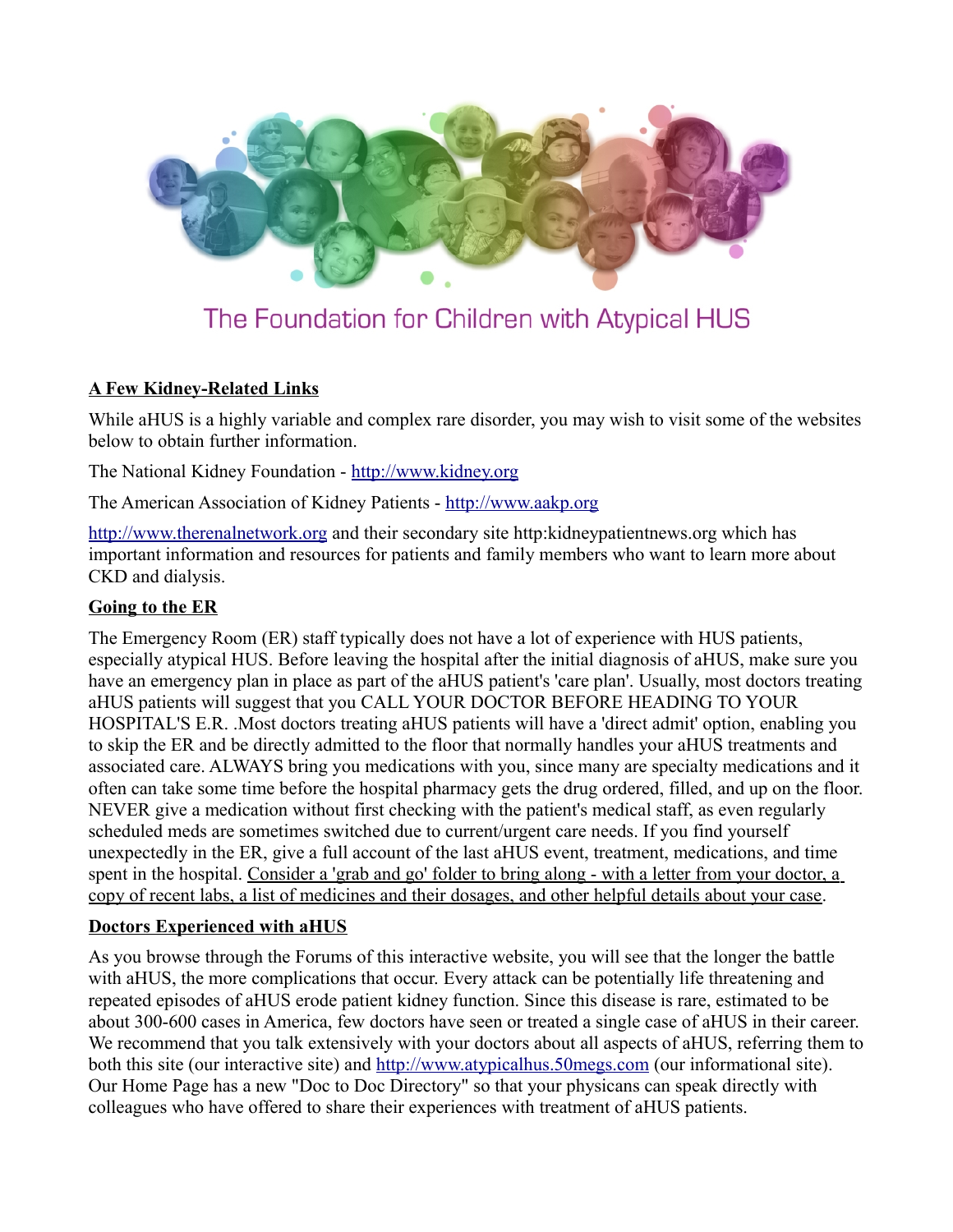The Foundation for Children with Atypical HUS

## A Few Kidney-Related Links

While aHUS is a highly variable and complex rare disorder, you may wish to visit some of the websites below to obtain further information.

The National Kidney Foundation - http://www.kidney.org

The American Association of Kidney Patients - http://www.aakp.org

http://www.therenalnetwork.org and their secondary site http:kidneypatientnews.org which has important information and resources for patients and family members who want to learn more about CKD and dialysis.

## Going to the ER

The Emergency Room (ER) staff typically does not have a lot of experience with HUS patients, especially atypical HUS. Before leaving the hospital after the initial diagnosis of aHUS, make sure you have an emergency plan in place as part of the aHUS patient's 'care plan'. Usually, most doctors treating aHUS patients will suggest that you CALL YOUR DOCTOR BEFORE HEADING TO YOUR HOSPITAL'S E.R. .Most doctors treating aHUS patients will have a 'direct admit' option, enabling you to skip the ER and be directly admitted to the floor that normally handles your aHUS treatments and associated care. ALWAYS bring you medications with you, since many are specialty medications and it often can take some time before the hospital pharmacy gets the drug ordered, filled, and up on the floor. NEVER give a medication without first checking with the patient's medical staff, as even regularly scheduled meds are sometimes switched due to current/urgent care needs. If you find yourself unexpectedly in the ER, give a full account of the last aHUS event, treatment, medications, and time spent in the hospital. Consider a 'grab and go' folder to bring along - with a letter from your doctor, a copy of recent labs, a list of medicines and their dosages, and other helpful details about your case.

## Doctors Experienced with aHUS

As you browse through the Forums of this interactive website, you will see that the longer the battle with aHUS, the more complications that occur. Every attack can be potentially life threatening and repeated episodes of aHUS erode patient kidney function. Since this disease is rare, estimated to be about 300-600 cases in America, few doctors have seen or treated a single case of aHUS in their career. We recommend that you talk extensively with your doctors about all aspects of aHUS, referring them to both this site (our interactive site) and http://www.atypicalhus.50megs.com (our informational site). Our Home Page has a new "Doc to Doc Directory" so that your physicans can speak directly with colleagues who have offered to share their experiences with treatment of aHUS patients.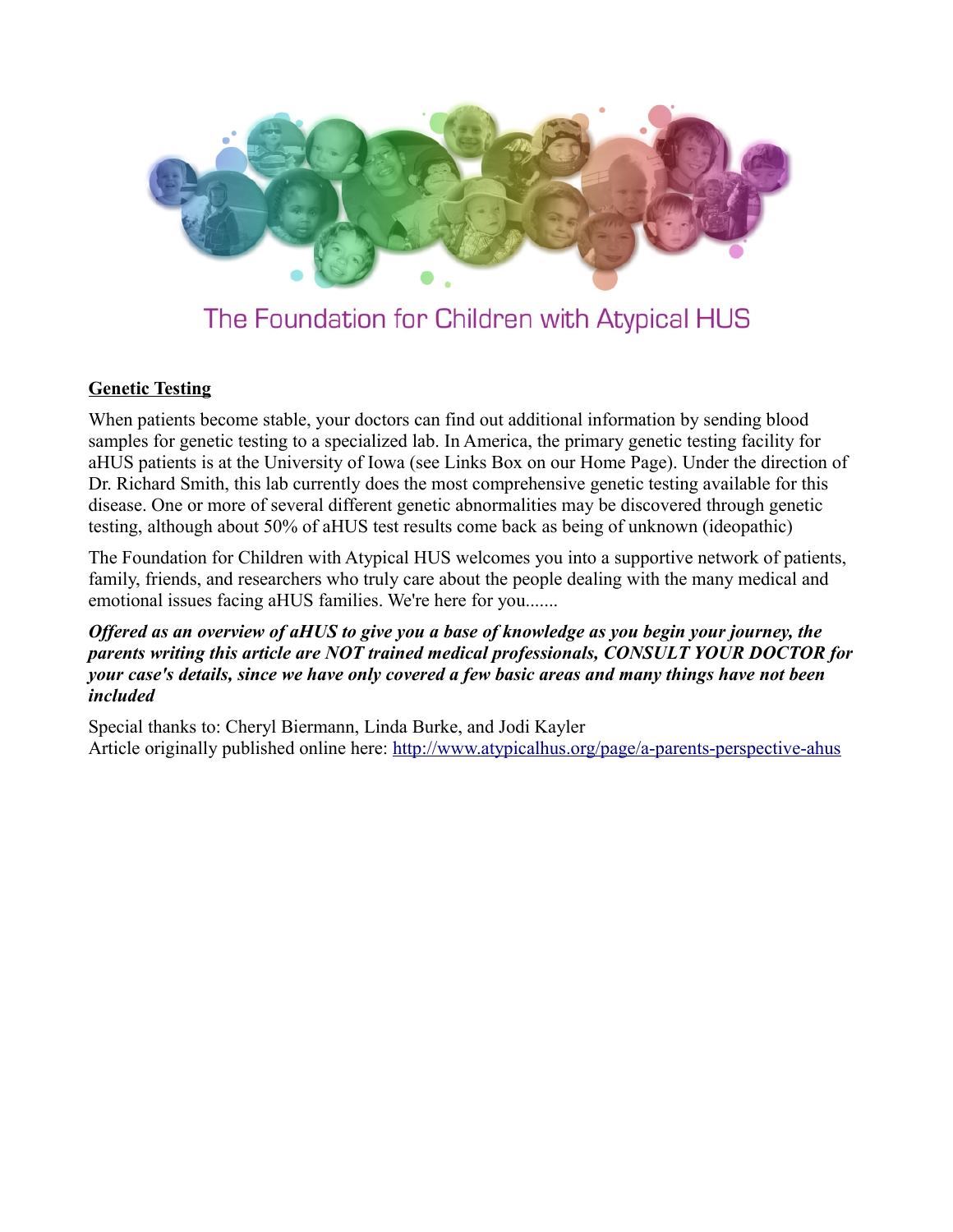The Foundation for Children with Atypical HUS

**Genetic Testing**

When patients become stable, your doctors can find out additional information by sending blood samples for genetic testing to a specialized lab. In America, the primary genetic testing facility for aHUS patients is at the University of Iowa (see Links Box on our Home Page). Under the direction of Dr. Richard Smith, this lab currently does the most comprehensive genetic testing available for this disease. One or more of several different genetic abnormalities may be discovered through genetic testing, although about 50% of aHUS test results come back as being of unknown (ideopathic)

The Foundation for Children with Atypical HUS welcomes you into a supportive network of patients, family, friends, and researchers who truly care about the people dealing with the many medical and emotional issues facing aHUS families. We're here for you.......

***Offered as an overview of aHUS to give you a base of knowledge as you begin your journey, the parents writing this article are NOT trained medical professionals, CONSULT YOUR DOCTOR for your case's details, since we have only covered a few basic areas and many things have not been included***

Special thanks to: Cheryl Biermann, Linda Burke, and Jodi Kayler
Article originally published online here: http://www.atypicalhus.org/page/a-parents-perspective-ahus